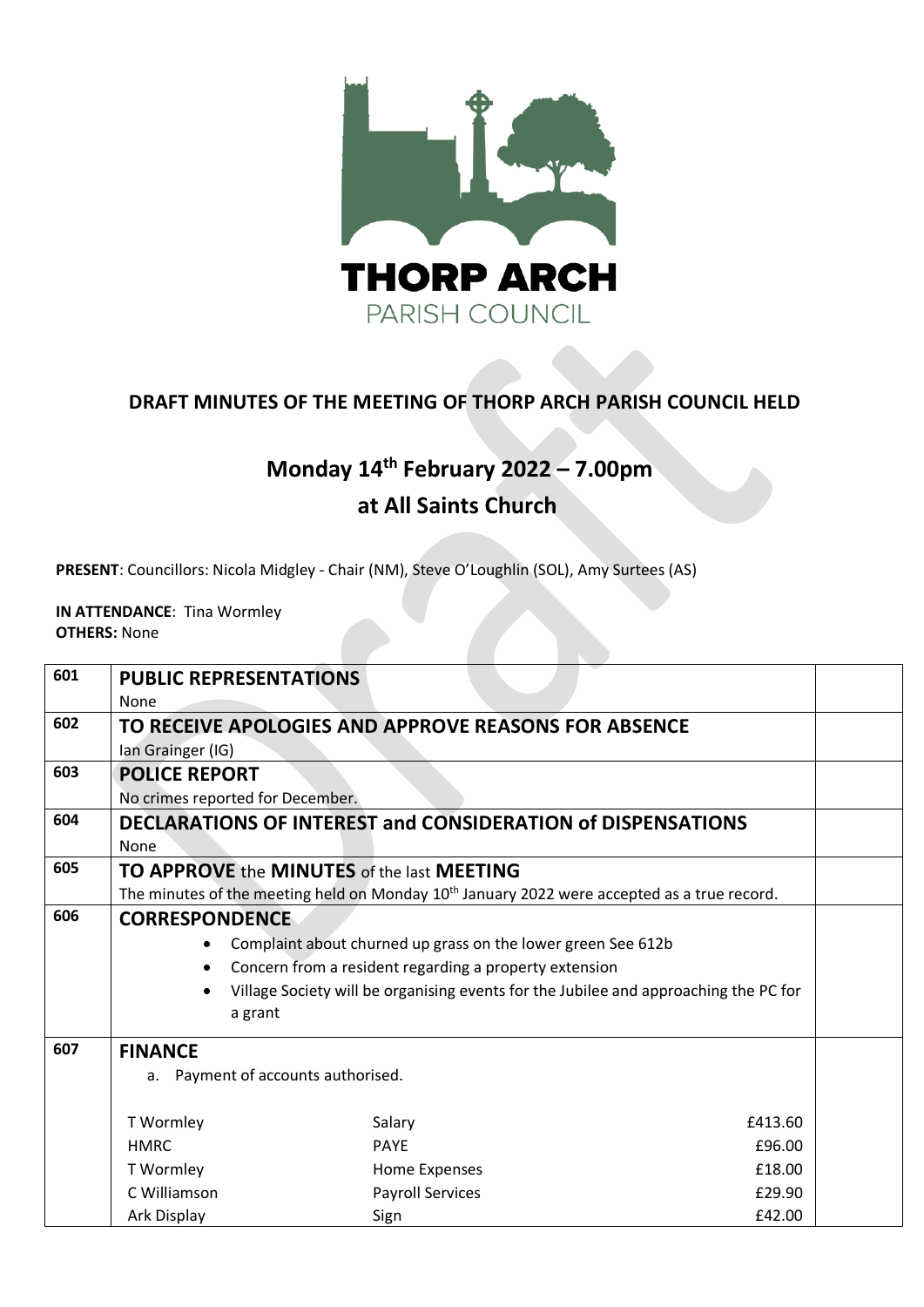**THORP ARCH**
PARISH COUNCIL

## DRAFT MINUTES OF THE MEETING OF THORP ARCH PARISH COUNCIL HELD

# Monday 14th February 2022 – 7.00pm
# at All Saints Church

**PRESENT**: Councillors: Nicola Midgley - Chair (NM), Steve O'Loughlin (SOL), Amy Surtees (AS)

**IN ATTENDANCE**: Tina Wormley
**OTHERS:** None

| | | |
|---|---|---|
| 601 | **PUBLIC REPRESENTATIONS**<br>None | |
| 602 | **TO RECEIVE APOLOGIES AND APPROVE REASONS FOR ABSENCE**<br>Ian Grainger (IG) | |
| 603 | **POLICE REPORT**<br>No crimes reported for December. | |
| 604 | **DECLARATIONS OF INTEREST and CONSIDERATION of DISPENSATIONS**<br>None | |
| 605 | **TO APPROVE the MINUTES of the last MEETING**<br>The minutes of the meeting held on Monday 10th January 2022 were accepted as a true record. | |
| 606 | **CORRESPONDENCE**<br>• Complaint about churned up grass on the lower green See 612b<br>• Concern from a resident regarding a property extension<br>• Village Society will be organising events for the Jubilee and approaching the PC for a grant | |
| 607 | **FINANCE**<br>a. Payment of accounts authorised. | |

| Payee | Description | Amount |
|---|---|---|
| T Wormley | Salary | £413.60 |
| HMRC | PAYE | £96.00 |
| T Wormley | Home Expenses | £18.00 |
| C Williamson | Payroll Services | £29.90 |
| Ark Display | Sign | £42.00 |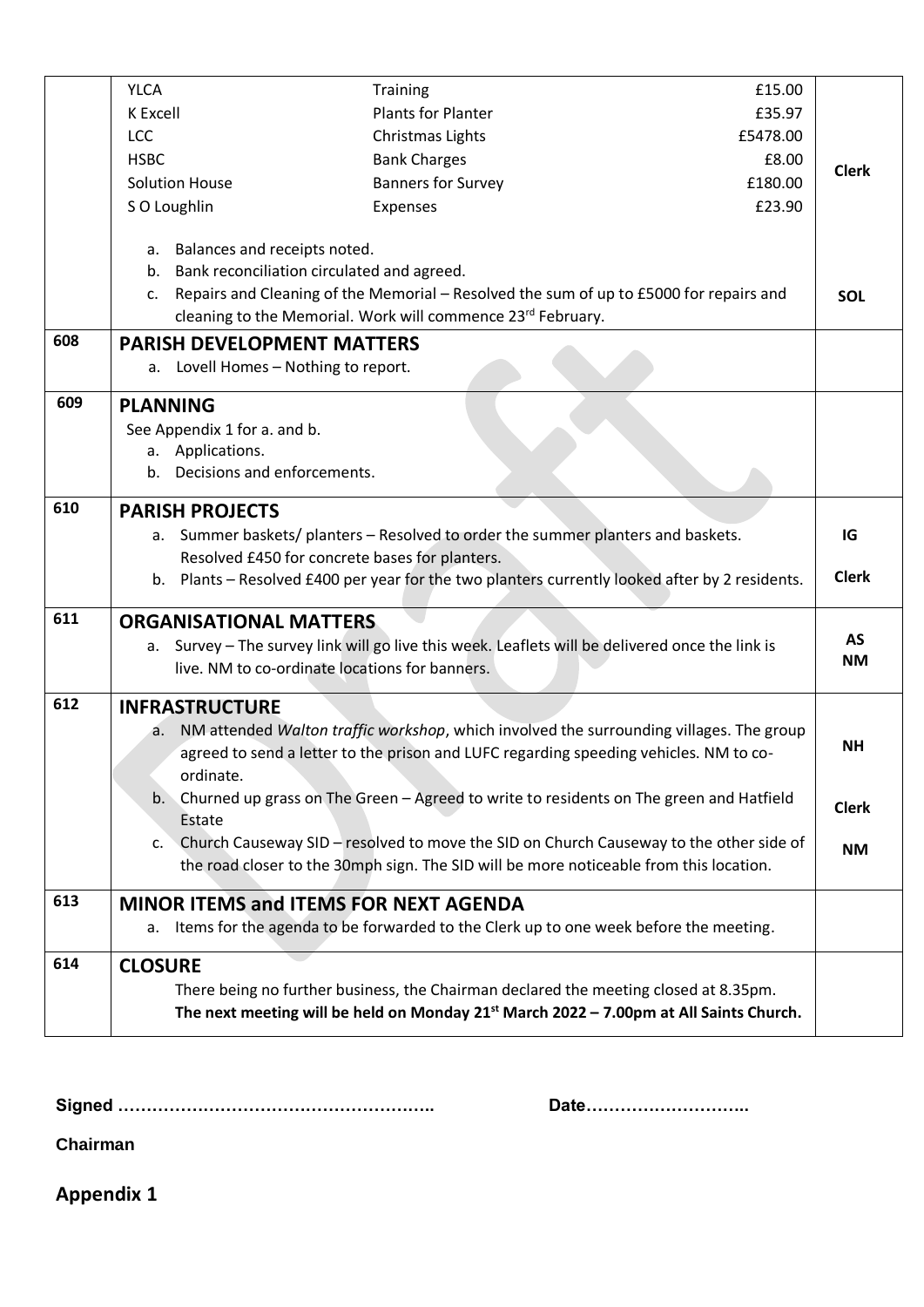| | | | |
|---|---|---|---|
| | YLCA | Training | £15.00 | |
| | K Excell | Plants for Planter | £35.97 | |
| | LCC | Christmas Lights | £5478.00 | |
| | HSBC | Bank Charges | £8.00 | **Clerk** |
| | Solution House | Banners for Survey | £180.00 | |
| | S O Loughlin | Expenses | £23.90 | |

a. Balances and receipts noted.
b. Bank reconciliation circulated and agreed.
c. Repairs and Cleaning of the Memorial – Resolved the sum of up to £5000 for repairs and cleaning to the Memorial. Work will commence 23rd February. — **SOL**

| No. | Item | Action |
|---|---|---|
| 608 | **PARISH DEVELOPMENT MATTERS**<br>a. Lovell Homes – Nothing to report. | |
| 609 | **PLANNING**<br>See Appendix 1 for a. and b.<br>a. Applications.<br>b. Decisions and enforcements. | |
| 610 | **PARISH PROJECTS**<br>a. Summer baskets/ planters – Resolved to order the summer planters and baskets. Resolved £450 for concrete bases for planters.<br>b. Plants – Resolved £400 per year for the two planters currently looked after by 2 residents. | **IG**<br>**Clerk** |
| 611 | **ORGANISATIONAL MATTERS**<br>a. Survey – The survey link will go live this week. Leaflets will be delivered once the link is live. NM to co-ordinate locations for banners. | **AS**<br>**NM** |
| 612 | **INFRASTRUCTURE**<br>a. NM attended *Walton traffic workshop*, which involved the surrounding villages. The group agreed to send a letter to the prison and LUFC regarding speeding vehicles. NM to co-ordinate.<br>b. Churned up grass on The Green – Agreed to write to residents on The green and Hatfield Estate<br>c. Church Causeway SID – resolved to move the SID on Church Causeway to the other side of the road closer to the 30mph sign. The SID will be more noticeable from this location. | **NH**<br>**Clerk**<br>**NM** |
| 613 | **MINOR ITEMS and ITEMS FOR NEXT AGENDA**<br>a. Items for the agenda to be forwarded to the Clerk up to one week before the meeting. | |
| 614 | **CLOSURE**<br>There being no further business, the Chairman declared the meeting closed at 8.35pm.<br>**The next meeting will be held on Monday 21st March 2022 – 7.00pm at All Saints Church.** | |

**Signed ……………………………………………….. Date………………………..**

**Chairman**

## Appendix 1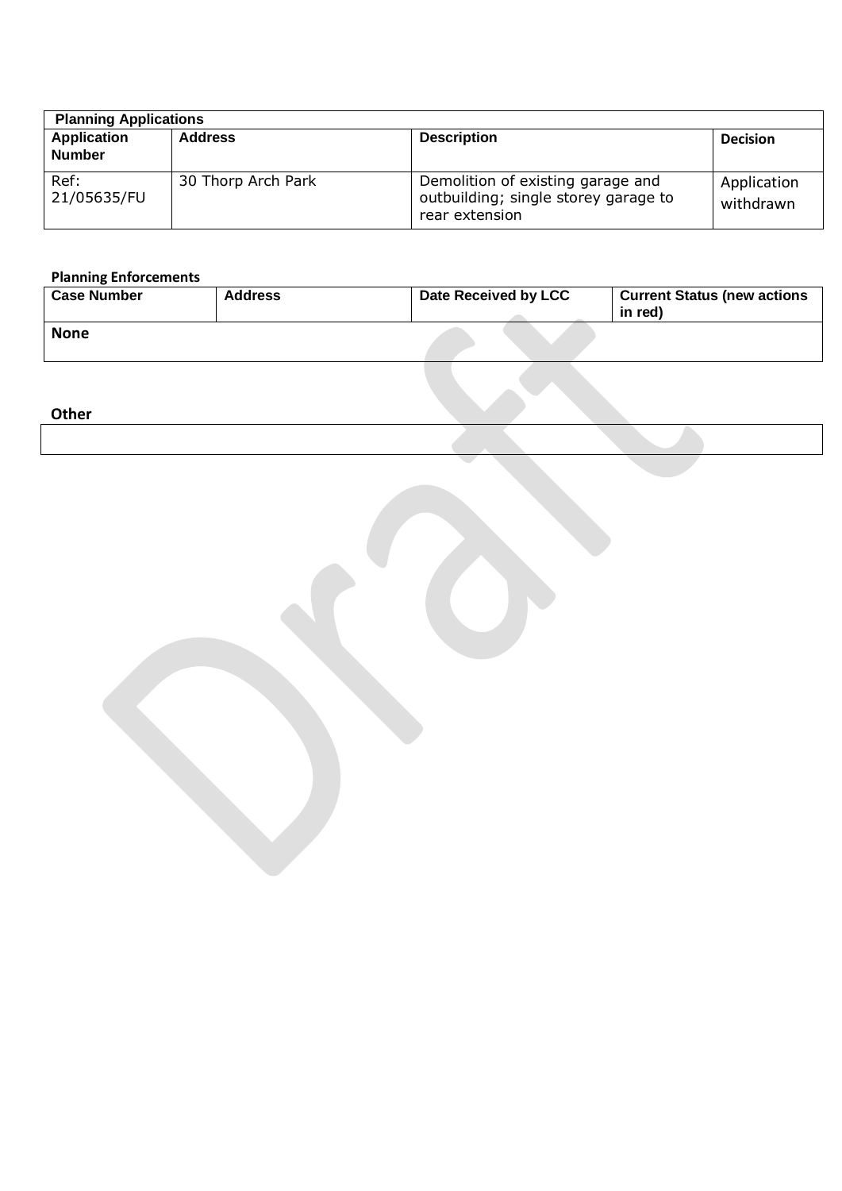| Planning Applications | | | |
|---|---|---|---|
| **Application Number** | **Address** | **Description** | **Decision** |
| Ref: 21/05635/FU | 30 Thorp Arch Park | Demolition of existing garage and outbuilding; single storey garage to rear extension | Application withdrawn |

**Planning Enforcements**

| Case Number | Address | Date Received by LCC | Current Status (new actions in red) |
|---|---|---|---|
| **None** | | | |

**Other**

| |
|---|
| |